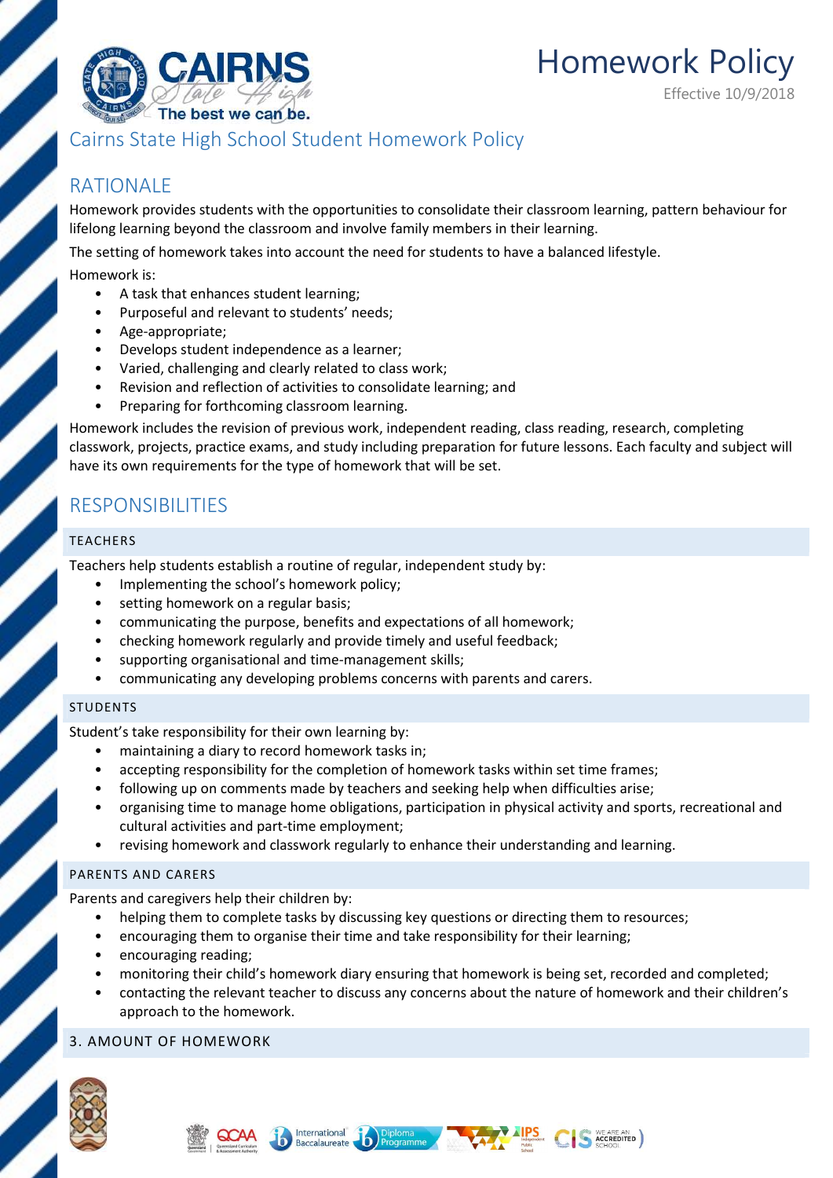# Homework Policy

Effective 10/9/2018

## Cairns State High School Student Homework Policy

## RATIONALE

Homework provides students with the opportunities to consolidate their classroom learning, pattern behaviour for lifelong learning beyond the classroom and involve family members in their learning.

The setting of homework takes into account the need for students to have a balanced lifestyle.

Homework is:

- A task that enhances student learning;
- Purposeful and relevant to students' needs;
- Age-appropriate;
- Develops student independence as a learner;
- Varied, challenging and clearly related to class work;
- Revision and reflection of activities to consolidate learning; and
- Preparing for forthcoming classroom learning.

Homework includes the revision of previous work, independent reading, class reading, research, completing classwork, projects, practice exams, and study including preparation for future lessons. Each faculty and subject will have its own requirements for the type of homework that will be set.

## RESPONSIBILITIES

### TEACHERS

Teachers help students establish a routine of regular, independent study by:

- Implementing the school's homework policy;
- setting homework on a regular basis;
- communicating the purpose, benefits and expectations of all homework;
- checking homework regularly and provide timely and useful feedback;
- supporting organisational and time-management skills;
- communicating any developing problems concerns with parents and carers.

### STUDENTS

Student's take responsibility for their own learning by:

- maintaining a diary to record homework tasks in;
- accepting responsibility for the completion of homework tasks within set time frames;
- following up on comments made by teachers and seeking help when difficulties arise;
- organising time to manage home obligations, participation in physical activity and sports, recreational and cultural activities and part-time employment;
- revising homework and classwork regularly to enhance their understanding and learning.

### PARENTS AND CARERS

Parents and caregivers help their children by:

- helping them to complete tasks by discussing key questions or directing them to resources;
- encouraging them to organise their time and take responsibility for their learning;
- encouraging reading;
- monitoring their child's homework diary ensuring that homework is being set, recorded and completed;
- contacting the relevant teacher to discuss any concerns about the nature of homework and their children's approach to the homework.

### 3. AMOUNT OF HOMEWORK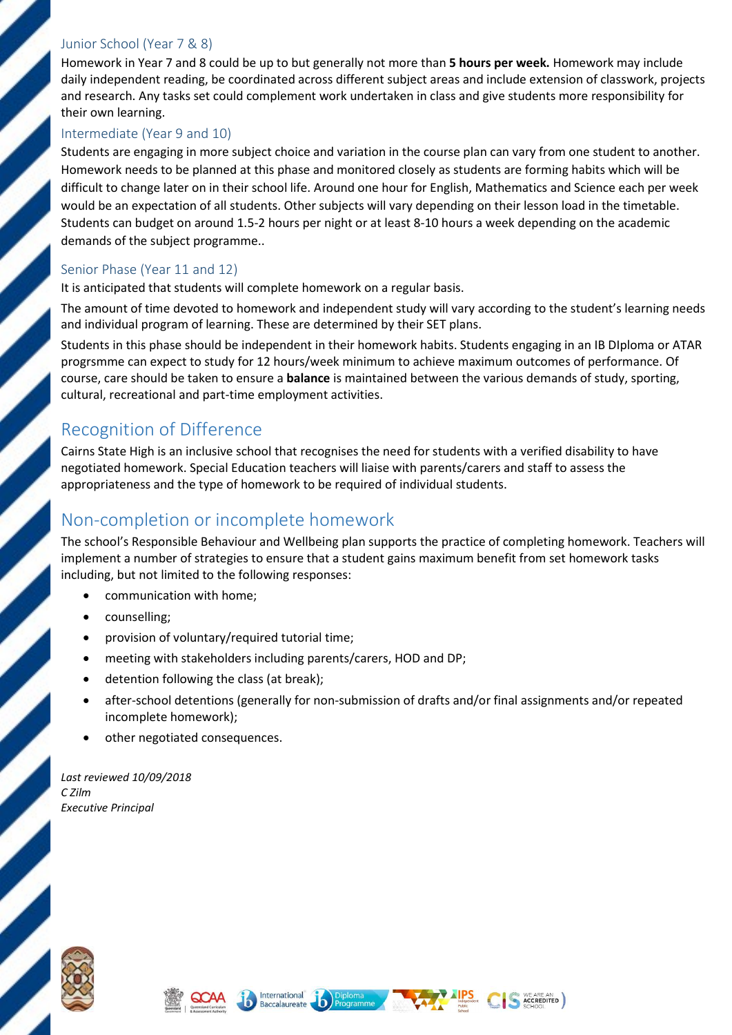### Junior School (Year 7 & 8)

Homework in Year 7 and 8 could be up to but generally not more than **5 hours per week.** Homework may include daily independent reading, be coordinated across different subject areas and include extension of classwork, projects and research. Any tasks set could complement work undertaken in class and give students more responsibility for their own learning.

### Intermediate (Year 9 and 10)

Students are engaging in more subject choice and variation in the course plan can vary from one student to another. Homework needs to be planned at this phase and monitored closely as students are forming habits which will be difficult to change later on in their school life. Around one hour for English, Mathematics and Science each per week would be an expectation of all students. Other subjects will vary depending on their lesson load in the timetable. Students can budget on around 1.5-2 hours per night or at least 8-10 hours a week depending on the academic demands of the subject programme..

### Senior Phase (Year 11 and 12)

It is anticipated that students will complete homework on a regular basis.

The amount of time devoted to homework and independent study will vary according to the student's learning needs and individual program of learning. These are determined by their SET plans.

Students in this phase should be independent in their homework habits. Students engaging in an IB DIploma or ATAR progrsmme can expect to study for 12 hours/week minimum to achieve maximum outcomes of performance. Of course, care should be taken to ensure a **balance** is maintained between the various demands of study, sporting, cultural, recreational and part-time employment activities.

## Recognition of Difference

Cairns State High is an inclusive school that recognises the need for students with a verified disability to have negotiated homework. Special Education teachers will liaise with parents/carers and staff to assess the appropriateness and the type of homework to be required of individual students.

## Non-completion or incomplete homework

The school's Responsible Behaviour and Wellbeing plan supports the practice of completing homework. Teachers will implement a number of strategies to ensure that a student gains maximum benefit from set homework tasks including, but not limited to the following responses:

- communication with home;
- counselling;
- provision of voluntary/required tutorial time;
- meeting with stakeholders including parents/carers, HOD and DP;
- detention following the class (at break);
- after-school detentions (generally for non-submission of drafts and/or final assignments and/or repeated incomplete homework);
- other negotiated consequences.

*Last reviewed 10/09/2018*
*C Zilm*
*Executive Principal*